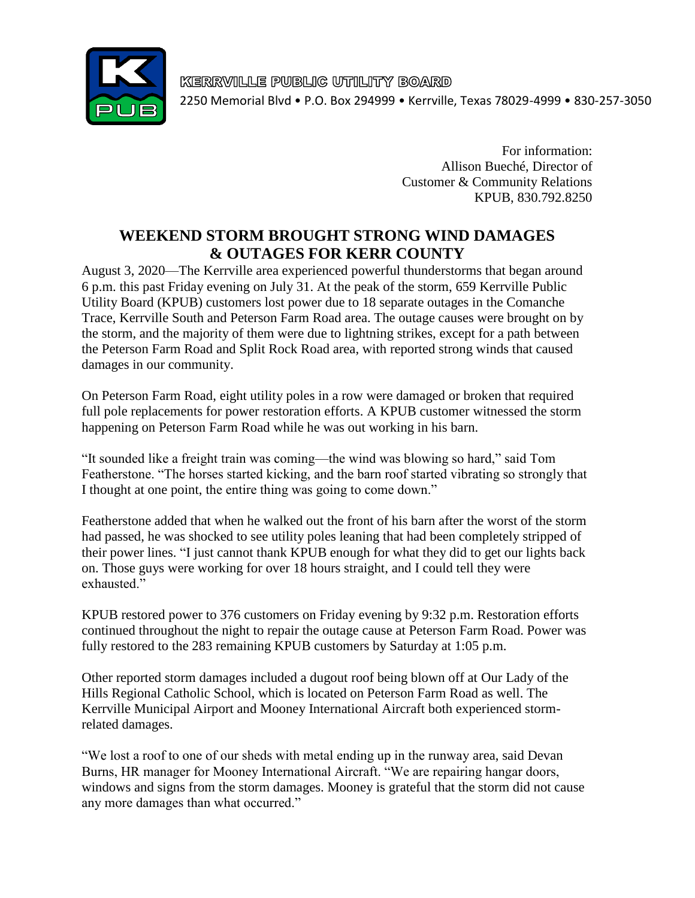**KERRVILLE PUBLIC UTILITY BOARD**

2250 Memorial Blvd • P.O. Box 294999 • Kerrville, Texas 78029-4999 • 830-257-3050

For information:
Allison Bueché, Director of
Customer & Community Relations
KPUB, 830.792.8250

# WEEKEND STORM BROUGHT STRONG WIND DAMAGES & OUTAGES FOR KERR COUNTY

August 3, 2020—The Kerrville area experienced powerful thunderstorms that began around 6 p.m. this past Friday evening on July 31. At the peak of the storm, 659 Kerrville Public Utility Board (KPUB) customers lost power due to 18 separate outages in the Comanche Trace, Kerrville South and Peterson Farm Road area. The outage causes were brought on by the storm, and the majority of them were due to lightning strikes, except for a path between the Peterson Farm Road and Split Rock Road area, with reported strong winds that caused damages in our community.

On Peterson Farm Road, eight utility poles in a row were damaged or broken that required full pole replacements for power restoration efforts. A KPUB customer witnessed the storm happening on Peterson Farm Road while he was out working in his barn.

"It sounded like a freight train was coming—the wind was blowing so hard," said Tom Featherstone. "The horses started kicking, and the barn roof started vibrating so strongly that I thought at one point, the entire thing was going to come down."

Featherstone added that when he walked out the front of his barn after the worst of the storm had passed, he was shocked to see utility poles leaning that had been completely stripped of their power lines. "I just cannot thank KPUB enough for what they did to get our lights back on. Those guys were working for over 18 hours straight, and I could tell they were exhausted."

KPUB restored power to 376 customers on Friday evening by 9:32 p.m. Restoration efforts continued throughout the night to repair the outage cause at Peterson Farm Road. Power was fully restored to the 283 remaining KPUB customers by Saturday at 1:05 p.m.

Other reported storm damages included a dugout roof being blown off at Our Lady of the Hills Regional Catholic School, which is located on Peterson Farm Road as well. The Kerrville Municipal Airport and Mooney International Aircraft both experienced storm-related damages.

"We lost a roof to one of our sheds with metal ending up in the runway area, said Devan Burns, HR manager for Mooney International Aircraft. "We are repairing hangar doors, windows and signs from the storm damages. Mooney is grateful that the storm did not cause any more damages than what occurred."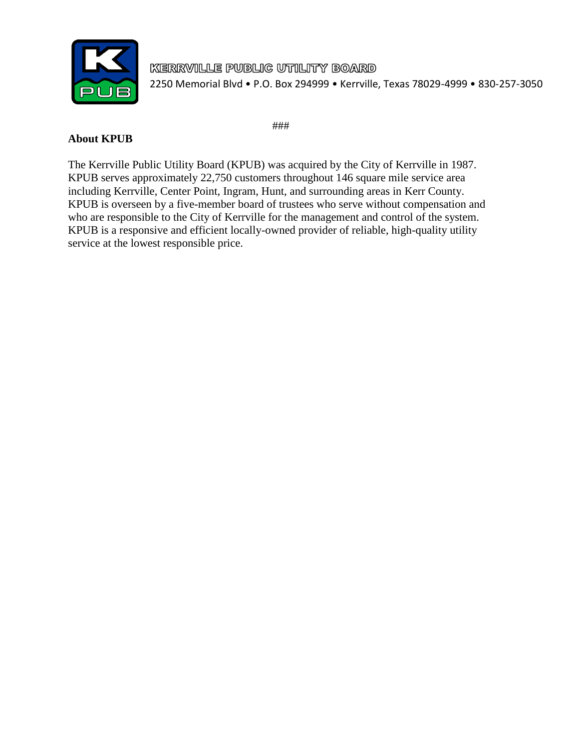**KERRVILLE PUBLIC UTILITY BOARD**
2250 Memorial Blvd • P.O. Box 294999 • Kerrville, Texas 78029-4999 • 830-257-3050

###

**About KPUB**

The Kerrville Public Utility Board (KPUB) was acquired by the City of Kerrville in 1987. KPUB serves approximately 22,750 customers throughout 146 square mile service area including Kerrville, Center Point, Ingram, Hunt, and surrounding areas in Kerr County. KPUB is overseen by a five-member board of trustees who serve without compensation and who are responsible to the City of Kerrville for the management and control of the system. KPUB is a responsive and efficient locally-owned provider of reliable, high-quality utility service at the lowest responsible price.